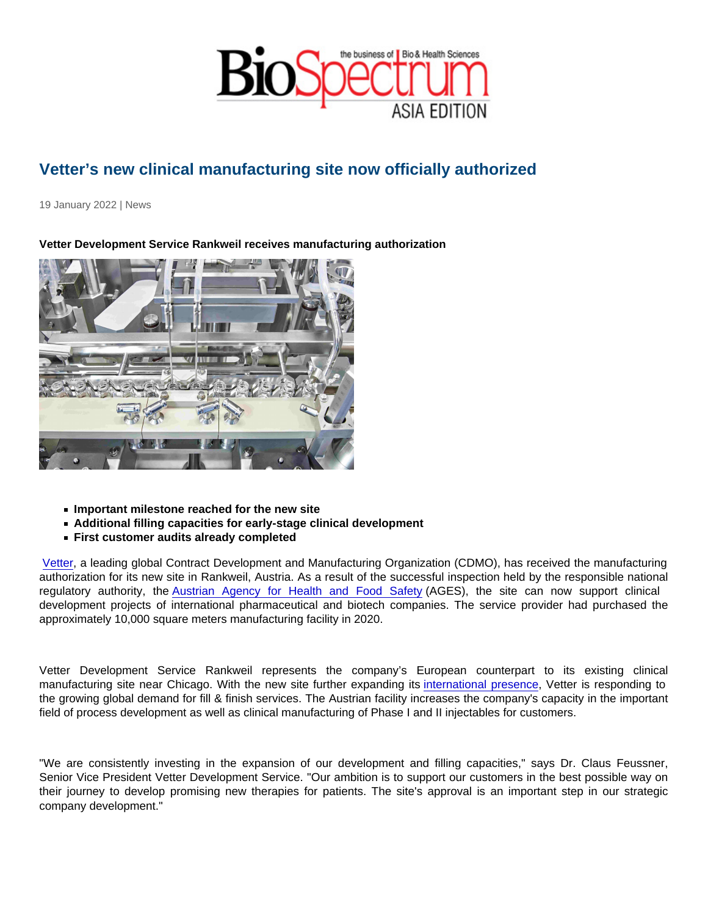# Vetter's new clinical manufacturing site now officially authorized

19 January 2022 | News

**Vetter Development Service Rankweil receives manufacturing authorization**

- **Important milestone reached for the new site**
- **Additional filling capacities for early-stage clinical development**
- **First customer audits already completed**

Vetter, a leading global Contract Development and Manufacturing Organization (CDMO), has received the manufacturing authorization for its new site in Rankweil, Austria. As a result of the successful inspection held by the responsible national regulatory authority, the Austrian Agency for Health and Food Safety (AGES), the site can now support clinical development projects of international pharmaceutical and biotech companies. The service provider had purchased the approximately 10,000 square meters manufacturing facility in 2020.

Vetter Development Service Rankweil represents the company's European counterpart to its existing clinical manufacturing site near Chicago. With the new site further expanding its international presence, Vetter is responding to the growing global demand for fill & finish services. The Austrian facility increases the company's capacity in the important field of process development as well as clinical manufacturing of Phase I and II injectables for customers.

"We are consistently investing in the expansion of our development and filling capacities," says Dr. Claus Feussner, Senior Vice President Vetter Development Service. "Our ambition is to support our customers in the best possible way on their journey to develop promising new therapies for patients. The site's approval is an important step in our strategic company development."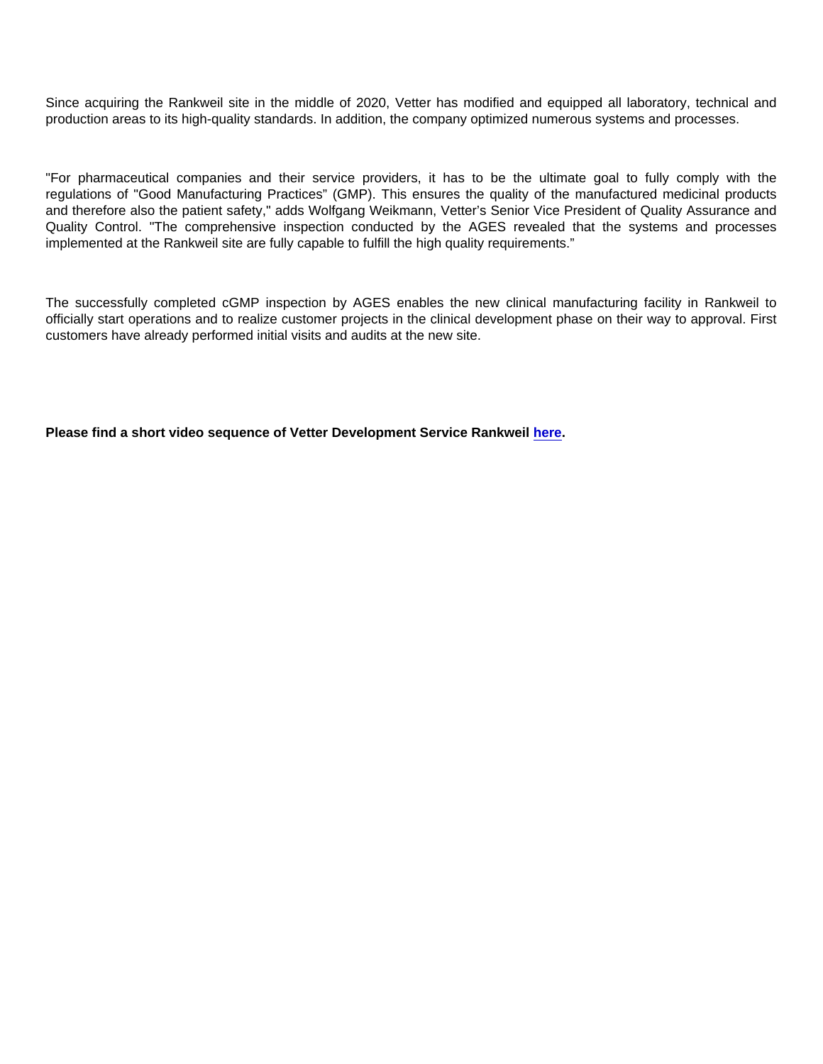Since acquiring the Rankweil site in the middle of 2020, Vetter has modified and equipped all laboratory, technical and production areas to its high-quality standards. In addition, the company optimized numerous systems and processes.

"For pharmaceutical companies and their service providers, it has to be the ultimate goal to fully comply with the regulations of "Good Manufacturing Practices" (GMP). This ensures the quality of the manufactured medicinal products and therefore also the patient safety," adds Wolfgang Weikmann, Vetter's Senior Vice President of Quality Assurance and Quality Control. "The comprehensive inspection conducted by the AGES revealed that the systems and processes implemented at the Rankweil site are fully capable to fulfill the high quality requirements."

The successfully completed cGMP inspection by AGES enables the new clinical manufacturing facility in Rankweil to officially start operations and to realize customer projects in the clinical development phase on their way to approval. First customers have already performed initial visits and audits at the new site.

**Please find a short video sequence of Vetter Development Service Rankweil here.**